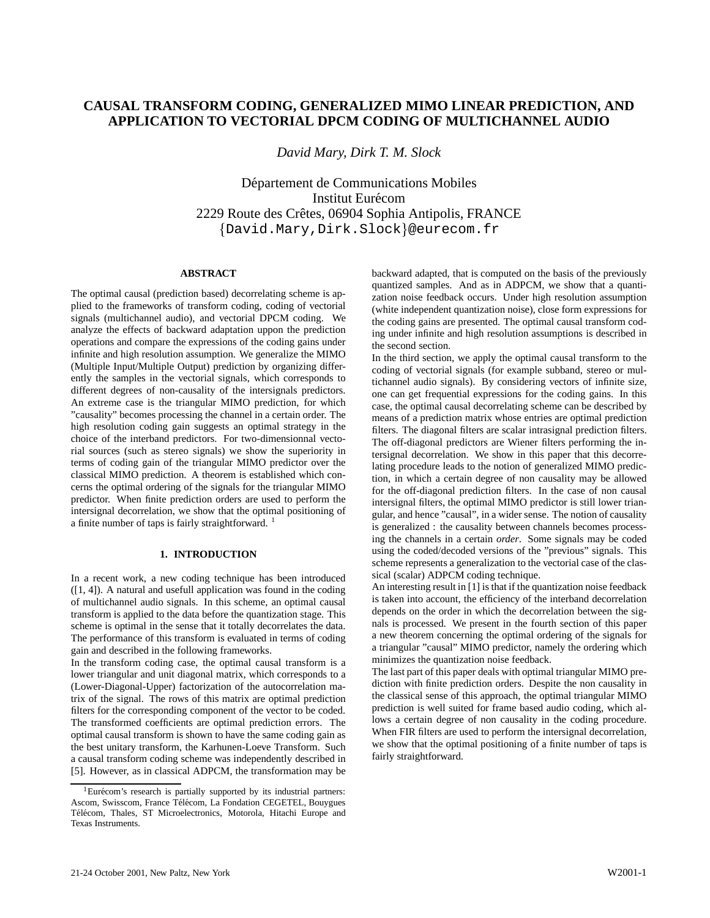# CAUSAL TRANSFORM CODING, GENERALIZED MIMO LINEAR PREDICTION, AND APPLICATION TO VECTORIAL DPCM CODING OF MULTICHANNEL AUDIO

*David Mary, Dirk T. M. Slock*

Département de Communications Mobiles
Institut Eurécom
2229 Route des Crêtes, 06904 Sophia Antipolis, FRANCE
{David.Mary,Dirk.Slock}@eurecom.fr

## ABSTRACT

The optimal causal (prediction based) decorrelating scheme is applied to the frameworks of transform coding, coding of vectorial signals (multichannel audio), and vectorial DPCM coding. We analyze the effects of backward adaptation uppon the prediction operations and compare the expressions of the coding gains under infinite and high resolution assumption. We generalize the MIMO (Multiple Input/Multiple Output) prediction by organizing differently the samples in the vectorial signals, which corresponds to different degrees of non-causality of the intersignals predictors. An extreme case is the triangular MIMO prediction, for which "causality" becomes processing the channel in a certain order. The high resolution coding gain suggests an optimal strategy in the choice of the interband predictors. For two-dimensionnal vectorial sources (such as stereo signals) we show the superiority in terms of coding gain of the triangular MIMO predictor over the classical MIMO prediction. A theorem is established which concerns the optimal ordering of the signals for the triangular MIMO predictor. When finite prediction orders are used to perform the intersignal decorrelation, we show that the optimal positioning of a finite number of taps is fairly straightforward. [1]

## 1. INTRODUCTION

In a recent work, a new coding technique has been introduced ([1, 4]). A natural and usefull application was found in the coding of multichannel audio signals. In this scheme, an optimal causal transform is applied to the data before the quantization stage. This scheme is optimal in the sense that it totally decorrelates the data. The performance of this transform is evaluated in terms of coding gain and described in the following frameworks.

In the transform coding case, the optimal causal transform is a lower triangular and unit diagonal matrix, which corresponds to a (Lower-Diagonal-Upper) factorization of the autocorrelation matrix of the signal. The rows of this matrix are optimal prediction filters for the corresponding component of the vector to be coded. The transformed coefficients are optimal prediction errors. The optimal causal transform is shown to have the same coding gain as the best unitary transform, the Karhunen-Loeve Transform. Such a causal transform coding scheme was independently described in [5]. However, as in classical ADPCM, the transformation may be backward adapted, that is computed on the basis of the previously quantized samples. And as in ADPCM, we show that a quantization noise feedback occurs. Under high resolution assumption (white independent quantization noise), close form expressions for the coding gains are presented. The optimal causal transform coding under infinite and high resolution assumptions is described in the second section.

In the third section, we apply the optimal causal transform to the coding of vectorial signals (for example subband, stereo or multichannel audio signals). By considering vectors of infinite size, one can get frequential expressions for the coding gains. In this case, the optimal causal decorrelating scheme can be described by means of a prediction matrix whose entries are optimal prediction filters. The diagonal filters are scalar intrasignal prediction filters. The off-diagonal predictors are Wiener filters performing the intersignal decorrelation. We show in this paper that this decorrelating procedure leads to the notion of generalized MIMO prediction, in which a certain degree of non causality may be allowed for the off-diagonal prediction filters. In the case of non causal intersignal filters, the optimal MIMO predictor is still lower triangular, and hence "causal", in a wider sense. The notion of causality is generalized : the causality between channels becomes processing the channels in a certain *order*. Some signals may be coded using the coded/decoded versions of the "previous" signals. This scheme represents a generalization to the vectorial case of the classical (scalar) ADPCM coding technique.

An interesting result in [1] is that if the quantization noise feedback is taken into account, the efficiency of the interband decorrelation depends on the order in which the decorrelation between the signals is processed. We present in the fourth section of this paper a new theorem concerning the optimal ordering of the signals for a triangular "causal" MIMO predictor, namely the ordering which minimizes the quantization noise feedback.

The last part of this paper deals with optimal triangular MIMO prediction with finite prediction orders. Despite the non causality in the classical sense of this approach, the optimal triangular MIMO prediction is well suited for frame based audio coding, which allows a certain degree of non causality in the coding procedure. When FIR filters are used to perform the intersignal decorrelation, we show that the optimal positioning of a finite number of taps is fairly straightforward.

[1] Eurécom's research is partially supported by its industrial partners: Ascom, Swisscom, France Télécom, La Fondation CEGETEL, Bouygues Télécom, Thales, ST Microelectronics, Motorola, Hitachi Europe and Texas Instruments.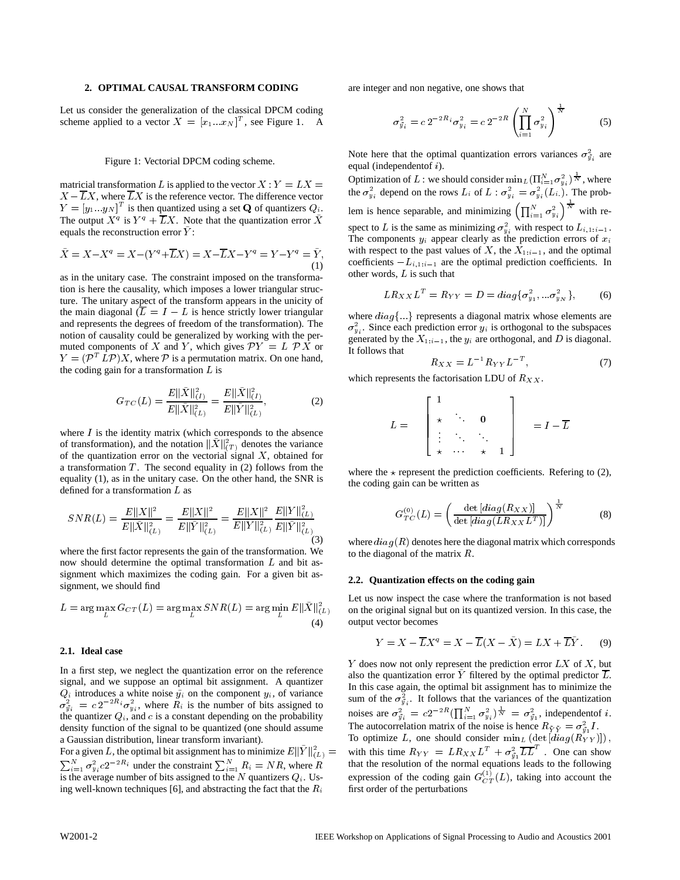## 2. OPTIMAL CAUSAL TRANSFORM CODING

Let us consider the generalization of the classical DPCM coding scheme applied to a vector $X = [x_1 ... x_N]^T$, see Figure 1. A

Figure 1: Vectorial DPCM coding scheme.

matricial transformation $L$ is applied to the vector $X : Y = LX = X - \overline{L}X$, where $\overline{L}X$ is the reference vector. The difference vector $Y = [y_1 ... y_N]^T$ is then quantized using a set $\mathbf{Q}$ of quantizers $Q_i$. The output $X^q$ is $Y^q + \overline{L}X$. Note that the quantization error $\tilde{X}$ equals the reconstruction error $\tilde{Y}$:

$$\tilde{X} = X - X^q = X - (Y^q + \overline{L}X) = X - \overline{L}X - Y^q = Y - Y^q = \tilde{Y}, \tag{1}$$

as in the unitary case. The constraint imposed on the transformation is here the causality, which imposes a lower triangular structure. The unitary aspect of the transform appears in the unicity of the main diagonal ($\overline{L} = I - L$ is hence strictly lower triangular and represents the degrees of freedom of the transformation). The notion of causality could be generalized by working with the permuted components of $X$ and $Y$, which gives $\mathcal{P}Y = L\ \mathcal{P}X$ or $Y = (\mathcal{P}^T L \mathcal{P})X$, where $\mathcal{P}$ is a permutation matrix. On one hand, the coding gain for a transformation $L$ is

$$G_{TC}(L) = \frac{E\|\tilde{X}\|^2_{(I)}}{E\|\tilde{X}\|^2_{(L)}} = \frac{E\|\tilde{X}\|^2_{(I)}}{E\|\tilde{Y}\|^2_{(L)}}, \tag{2}$$

where $I$ is the identity matrix (which corresponds to the absence of transformation), and the notation $\|\tilde{X}\|^2_{(T)}$ denotes the variance of the quantization error on the vectorial signal $X$, obtained for a transformation $T$. The second equality in (2) follows from the equality (1), as in the unitary case. On the other hand, the SNR is defined for a transformation $L$ as

$$SNR(L) = \frac{E\|X\|^2}{E\|\tilde{X}\|^2_{(L)}} = \frac{E\|X\|^2}{E\|\tilde{Y}\|^2_{(L)}} = \frac{E\|X\|^2}{E\|Y\|^2_{(L)}} \frac{E\|Y\|^2_{(L)}}{E\|\tilde{Y}\|^2_{(L)}} \tag{3}$$

where the first factor represents the gain of the transformation. We now should determine the optimal transformation $L$ and bit assignment which maximizes the coding gain. For a given bit assignment, we should find

$$L = \arg\max_L G_{CT}(L) = \arg\max_L SNR(L) = \arg\min_L E\|\tilde{X}\|^2_{(L)} \tag{4}$$

### 2.1. Ideal case

In a first step, we neglect the quantization error on the reference signal, and we suppose an optimal bit assignment. A quantizer $Q_i$ introduces a white noise $\tilde{y}_i$ on the component $y_i$, of variance $\sigma^2_{\tilde{y}_i} = c\, 2^{-2R_i} \sigma^2_{y_i}$, where $R_i$ is the number of bits assigned to the quantizer $Q_i$, and $c$ is a constant depending on the probability density function of the signal to be quantized (one should assume a Gaussian distribution, linear transform invariant).

For a given $L$, the optimal bit assignment has to minimize $E\|\tilde{Y}\|^2_{(L)} = \sum_{i=1}^N \sigma^2_{y_i} c 2^{-2R_i}$ under the constraint $\sum_{i=1}^N R_i = NR$, where $R$ is the average number of bits assigned to the $N$ quantizers $Q_i$. Using well-known techniques [6], and abstracting the fact that the $R_i$ are integer and non negative, one shows that

$$\sigma^2_{\tilde{y}_i} = c\, 2^{-2R_i} \sigma^2_{y_i} = c\, 2^{-2R} \left( \prod_{i=1}^N \sigma^2_{y_i} \right)^{\frac{1}{N}} \tag{5}$$

Note here that the optimal quantization errors variances $\sigma^2_{\tilde{y}_i}$ are equal (independentof $i$).

Optimization of $L$ : we should consider $\min_L (\Pi_{i=1}^N \sigma^2_{y_i})^{\frac{1}{N}}$, where the $\sigma^2_{y_i}$ depend on the rows $L_i$ of $L$ : $\sigma^2_{y_i} = \sigma^2_{y_i}(L_{i.})$. The problem is hence separable, and minimizing $\left( \prod_{i=1}^N \sigma^2_{y_i} \right)^{\frac{1}{N}}$ with respect to $L$ is the same as minimizing $\sigma^2_{y_i}$ with respect to $L_{i,1:i-1}$. The components $y_i$ appear clearly as the prediction errors of $x_i$ with respect to the past values of $X$, the $X_{1:i-1}$, and the optimal coefficients $-L_{i,1:i-1}$ are the optimal prediction coefficients. In other words, $L$ is such that

$$L R_{XX} L^T = R_{YY} = D = diag\{\sigma^2_{y_1}, ... \sigma^2_{y_N}\}, \tag{6}$$

where $diag\{...\}$ represents a diagonal matrix whose elements are $\sigma^2_{y_i}$. Since each prediction error $y_i$ is orthogonal to the subspaces generated by the $X_{1:i-1}$, the $y_i$ are orthogonal, and $D$ is diagonal. It follows that

$$R_{XX} = L^{-1} R_{YY} L^{-T}, \tag{7}$$

which represents the factorisation LDU of $R_{XX}$.

$$L = \begin{bmatrix} 1 & & & \\ \star & \ddots & \mathbf{0} & \\ \vdots & \ddots & \ddots & \\ \star & \cdots & \star & 1 \end{bmatrix} = I - \overline{L}$$

where the $\star$ represent the prediction coefficients. Refering to (2), the coding gain can be written as

$$G^{(0)}_{TC}(L) = \left( \frac{\det\left[diag(R_{XX})\right]}{\det\left[diag(L R_{XX} L^T)\right]} \right)^{\frac{1}{N}} \tag{8}$$

where $diag(R)$ denotes here the diagonal matrix which corresponds to the diagonal of the matrix $R$.

### 2.2. Quantization effects on the coding gain

Let us now inspect the case where the tranformation is not based on the original signal but on its quantized version. In this case, the output vector becomes

$$Y = X - \overline{L}X^q = X - \overline{L}(X - \tilde{X}) = LX + \overline{L}\tilde{Y}. \tag{9}$$

$Y$ does now not only represent the prediction error $LX$ of $X$, but also the quantization error $\tilde{Y}$ filtered by the optimal predictor $\overline{L}$. In this case again, the optimal bit assignment has to minimize the sum of the $\sigma^2_{\tilde{y}_i}$. It follows that the variances of the quantization noises are $\sigma^2_{\tilde{y}_i} = c 2^{-2R} (\prod_{i=1}^N \sigma^2_{y_i})^{\frac{1}{N}} = \sigma^2_{\tilde{y}_1}$, independentof $i$. The autocorrelation matrix of the noise is hence $R_{\tilde{Y}\tilde{Y}} = \sigma^2_{\tilde{y}_1} I$.

To optimize $L$, one should consider $\min_L \left(\det\left[diag(R_{YY})\right]\right)$, with this time $R_{YY} = L R_{XX} L^T + \sigma^2_{\tilde{y}_1} \overline{L}\,\overline{L}^T$. One can show that the resolution of the normal equations leads to the following expression of the coding gain $G^{(1)}_{CT}(L)$, taking into account the first order of the perturbations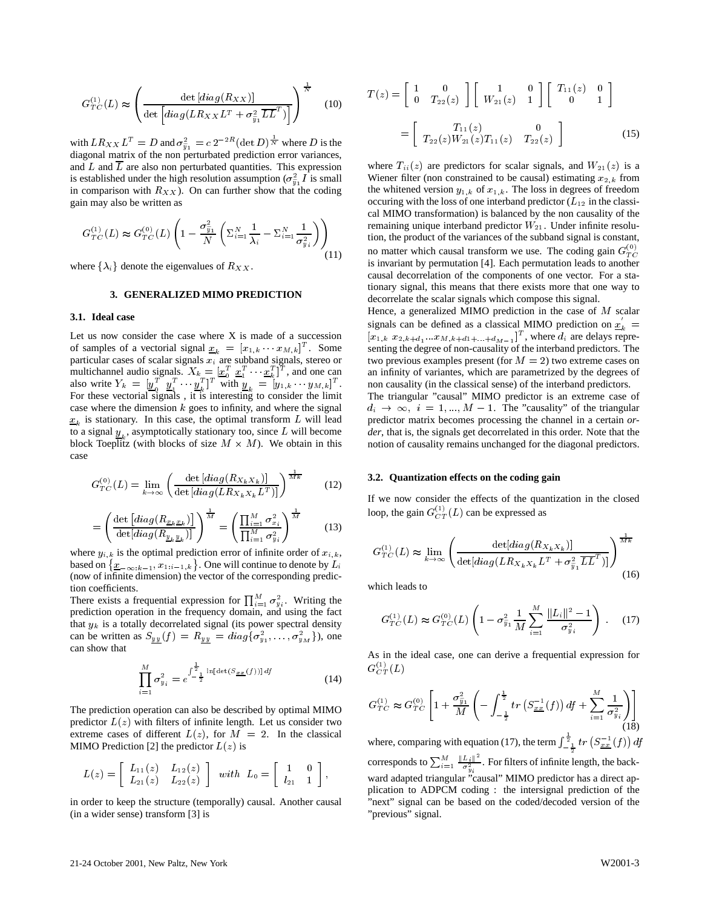$$G_{TC}^{(1)}(L) \approx \left( \frac{\det [diag(R_{XX})]}{\det \left[diag(LR_{XX}L^T + \sigma_{\tilde{y}_1}^2 \overline{LL}^T)\right]} \right)^{\frac{1}{N}} \quad (10)$$

with $LR_{XX}L^T = D$ and $\sigma_{\tilde{y}_1}^2 = c\, 2^{-2R}(\det D)^{\frac{1}{N}}$ where $D$ is the diagonal matrix of the non perturbated prediction error variances, and $L$ and $\overline{L}$ are also non perturbated quantities. This expression is established under the high resolution assumption ($\sigma_{\tilde{y}_1}^2 I$ is small in comparison with $R_{XX}$). On can further show that the coding gain may also be written as

$$G_{TC}^{(1)}(L) \approx G_{TC}^{(0)}(L) \left( 1 - \frac{\sigma_{\tilde{y}_1}^2}{N} \left( \Sigma_{i=1}^N \frac{1}{\lambda_i} - \Sigma_{i=1}^N \frac{1}{\sigma_{y_i}^2} \right) \right) \quad (11)$$

where $\{\lambda_i\}$ denote the eigenvalues of $R_{XX}$.

### 3. GENERALIZED MIMO PREDICTION

#### 3.1. Ideal case

Let us now consider the case where X is made of a succession of samples of a vectorial signal $\underline{x}_k = [x_{1,k} \cdots x_{M,k}]^T$. Some particular cases of scalar signals $x_i$ are subband signals, stereo or multichannel audio signals. $X_k = [\underline{x}_0^T\ \underline{x}_1^T \cdots \underline{x}_k^T]^T$, and one can also write $Y_k = [\underline{y}_0^T\ \underline{y}_1^T \cdots \underline{y}_k^T]^T$ with $\underline{y}_k = [y_{1,k} \cdots y_{M,k}]^T$. For these vectorial signals , it is interesting to consider the limit case where the dimension $k$ goes to infinity, and where the signal $\underline{x}_k$ is stationary. In this case, the optimal transform $L$ will lead to a signal $\underline{y}_k$, asymptotically stationary too, since $L$ will become block Toeplitz (with blocks of size $M \times M$). We obtain in this case

$$G_{TC}^{(0)}(L) = \lim_{k \to \infty} \left( \frac{\det [diag(R_{X_kX_k})]}{\det [diag(LR_{X_kX_k}L^T)]} \right)^{\frac{1}{Mk}} \quad (12)$$

$$= \left( \frac{\det \left[diag(R_{\underline{x}_k\underline{x}_k})\right]}{\det [diag(R_{\underline{y}_k\underline{y}_k})]} \right)^{\frac{1}{M}} = \left( \frac{\prod_{i=1}^M \sigma_{x_i}^2}{\prod_{i=1}^M \sigma_{y_i}^2} \right)^{\frac{1}{M}} \quad (13)$$

where $y_{i,k}$ is the optimal prediction error of infinite order of $x_{i,k}$, based on $\left\{\underline{x}_{-\infty:k-1}, x_{1:i-1,k}\right\}$. One will continue to denote by $L_i$ (now of infinite dimension) the vector of the corresponding prediction coefficients.

There exists a frequential expression for $\prod_{i=1}^M \sigma_{y_i}^2$. Writing the prediction operation in the frequency domain, and using the fact that $y_k$ is a totally decorrelated signal (its power spectral density can be written as $S_{\underline{y}\underline{y}}(f) = R_{\underline{y}\underline{y}} = diag\{\sigma_{y_1}^2, \ldots, \sigma_{y_M}^2\}$), one can show that

$$\prod_{i=1}^M \sigma_{y_i}^2 = e^{\int_{-\frac{1}{2}}^{\frac{1}{2}} \ln[\det(S_{\underline{x}\underline{x}}(f))]\, df} \quad (14)$$

The prediction operation can also be described by optimal MIMO predictor $L(z)$ with filters of infinite length. Let us consider two extreme cases of different $L(z)$, for $M = 2$. In the classical MIMO Prediction [2] the predictor $L(z)$ is

$$L(z) = \begin{bmatrix} L_{11}(z) & L_{12}(z) \\ L_{21}(z) & L_{22}(z) \end{bmatrix} \quad with \quad L_0 = \begin{bmatrix} 1 & 0 \\ l_{21} & 1 \end{bmatrix},$$

in order to keep the structure (temporally) causal. Another causal (in a wider sense) transform [3] is

$$T(z) = \begin{bmatrix} 1 & 0 \\ 0 & T_{22}(z) \end{bmatrix} \begin{bmatrix} 1 & 0 \\ W_{21}(z) & 1 \end{bmatrix} \begin{bmatrix} T_{11}(z) & 0 \\ 0 & 1 \end{bmatrix}$$

$$= \begin{bmatrix} T_{11}(z) & 0 \\ T_{22}(z)W_{21}(z)T_{11}(z) & T_{22}(z) \end{bmatrix} \quad (15)$$

where $T_{ii}(z)$ are predictors for scalar signals, and $W_{21}(z)$ is a Wiener filter (non constrained to be causal) estimating $x_{2,k}$ from the whitened version $y_{1,k}$ of $x_{1,k}$. The loss in degrees of freedom occuring with the loss of one interband predictor ($L_{12}$ in the classical MIMO transformation) is balanced by the non causality of the remaining unique interband predictor $W_{21}$. Under infinite resolution, the product of the variances of the subband signal is constant, no matter which causal transform we use. The coding gain $G_{TC}^{(0)}$ is invariant by permutation [4]. Each permutation leads to another causal decorrelation of the components of one vector. For a stationary signal, this means that there exists more that one way to decorrelate the scalar signals which compose this signal.

Hence, a generalized MIMO prediction in the case of $M$ scalar signals can be defined as a classical MIMO prediction on $\underline{x}_k^{'} = [x_{1,k}\ x_{2,k+d_1} \ldots x_{M,k+d_1+\ldots+d_{M-1}}]^T$, where $d_i$ are delays representing the degree of non-causality of the interband predictors. The two previous examples present (for $M = 2$) two extreme cases on an infinity of variantes, which are parametrized by the degrees of non causality (in the classical sense) of the interband predictors.

The triangular "causal" MIMO predictor is an extreme case of $d_i \to \infty$, $i = 1, ..., M-1$. The "causality" of the triangular predictor matrix becomes processing the channel in a certain *order*, that is, the signals get decorrelated in this order. Note that the notion of causality remains unchanged for the diagonal predictors.

#### 3.2. Quantization effects on the coding gain

If we now consider the effects of the quantization in the closed loop, the gain $G_{CT}^{(1)}(L)$ can be expressed as

$$G_{TC}^{(1)}(L) \approx \lim_{k \to \infty} \left( \frac{\det[diag(R_{X_kX_k})]}{\det[diag(LR_{X_kX_k}L^T + \sigma_{\tilde{y}_1}^2 \overline{LL}^T)]} \right)^{\frac{1}{Mk}} \quad (16)$$

which leads to

$$G_{TC}^{(1)}(L) \approx G_{TC}^{(0)}(L) \left( 1 - \sigma_{\tilde{y}_1}^2 \frac{1}{M} \sum_{i=1}^M \frac{\|L_i\|^2 - 1}{\sigma_{y_i}^2} \right). \quad (17)$$

As in the ideal case, one can derive a frequential expression for $G_{CT}^{(1)}(L)$

$$G_{TC}^{(1)} \approx G_{TC}^{(0)} \left[ 1 + \frac{\sigma_{\tilde{y}_1}^2}{M} \left( - \int_{-\frac{1}{2}}^{\frac{1}{2}} tr\left(S_{\underline{x}\underline{x}}^{-1}(f)\right) df + \sum_{i=1}^M \frac{1}{\sigma_{y_i}^2} \right) \right] \quad (18)$$

where, comparing with equation (17), the term $\int_{-\frac{1}{2}}^{\frac{1}{2}} tr\left(S_{\underline{x}\underline{x}}^{-1}(f)\right) df$ corresponds to $\sum_{i=1}^M \frac{\|L_i\|^2}{\sigma_{y_i}^2}$. For filters of infinite length, the backward adapted triangular "causal" MIMO predictor has a direct application to ADPCM coding : the intersignal prediction of the "next" signal can be based on the coded/decoded version of the "previous" signal.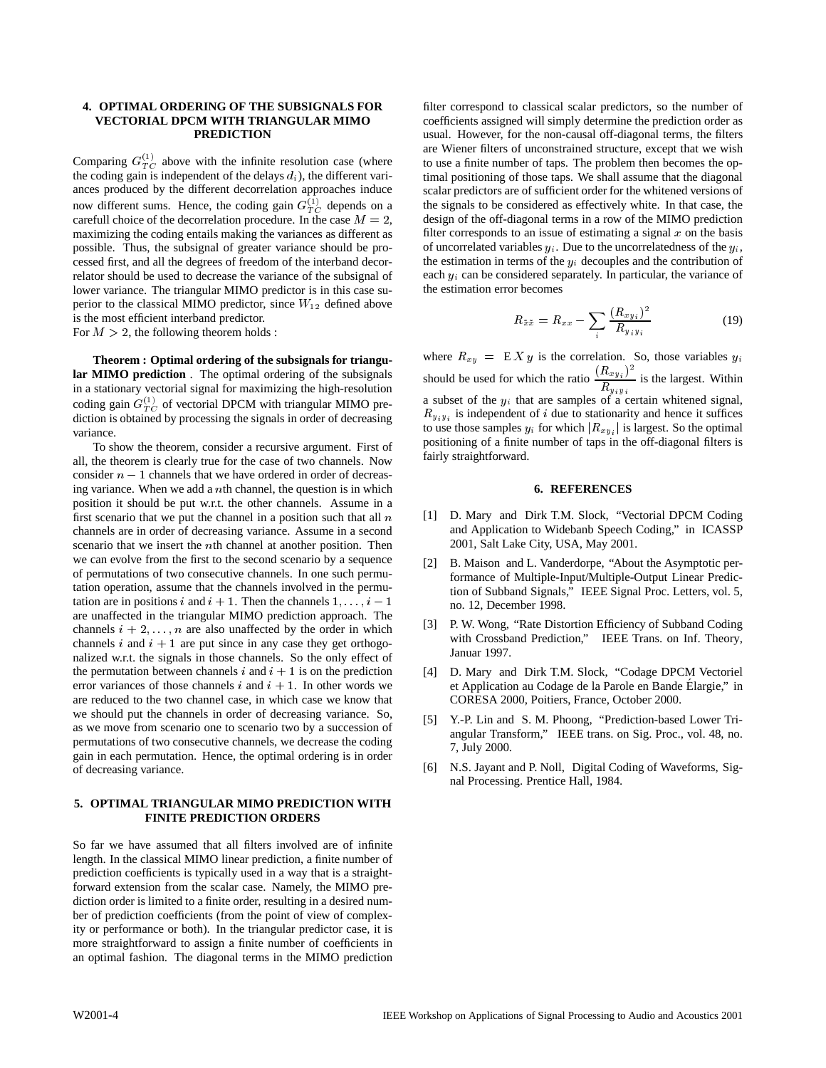## 4. OPTIMAL ORDERING OF THE SUBSIGNALS FOR VECTORIAL DPCM WITH TRIANGULAR MIMO PREDICTION

Comparing $G_{TC}^{(1)}$ above with the infinite resolution case (where the coding gain is independent of the delays $d_i$), the different variances produced by the different decorrelation approaches induce now different sums. Hence, the coding gain $G_{TC}^{(1)}$ depends on a carefull choice of the decorrelation procedure. In the case $M = 2$, maximizing the coding entails making the variances as different as possible. Thus, the subsignal of greater variance should be processed first, and all the degrees of freedom of the interband decorrelator should be used to decrease the variance of the subsignal of lower variance. The triangular MIMO predictor is in this case superior to the classical MIMO predictor, since $W_{12}$ defined above is the most efficient interband predictor.

For $M > 2$, the following theorem holds :

**Theorem : Optimal ordering of the subsignals for triangular MIMO prediction** . The optimal ordering of the subsignals in a stationary vectorial signal for maximizing the high-resolution coding gain $G_{TC}^{(1)}$ of vectorial DPCM with triangular MIMO prediction is obtained by processing the signals in order of decreasing variance.

To show the theorem, consider a recursive argument. First of all, the theorem is clearly true for the case of two channels. Now consider $n-1$ channels that we have ordered in order of decreasing variance. When we add a $n$th channel, the question is in which position it should be put w.r.t. the other channels. Assume in a first scenario that we put the channel in a position such that all $n$ channels are in order of decreasing variance. Assume in a second scenario that we insert the $n$th channel at another position. Then we can evolve from the first to the second scenario by a sequence of permutations of two consecutive channels. In one such permutation operation, assume that the channels involved in the permutation are in positions $i$ and $i+1$. Then the channels $1, \ldots, i-1$ are unaffected in the triangular MIMO prediction approach. The channels $i+2, \ldots, n$ are also unaffected by the order in which channels $i$ and $i+1$ are put since in any case they get orthogonalized w.r.t. the signals in those channels. So the only effect of the permutation between channels $i$ and $i+1$ is on the prediction error variances of those channels $i$ and $i+1$. In other words we are reduced to the two channel case, in which case we know that we should put the channels in order of decreasing variance. So, as we move from scenario one to scenario two by a succession of permutations of two consecutive channels, we decrease the coding gain in each permutation. Hence, the optimal ordering is in order of decreasing variance.

## 5. OPTIMAL TRIANGULAR MIMO PREDICTION WITH FINITE PREDICTION ORDERS

So far we have assumed that all filters involved are of infinite length. In the classical MIMO linear prediction, a finite number of prediction coefficients is typically used in a way that is a straightforward extension from the scalar case. Namely, the MIMO prediction order is limited to a finite order, resulting in a desired number of prediction coefficients (from the point of view of complexity or performance or both). In the triangular predictor case, it is more straightforward to assign a finite number of coefficients in an optimal fashion. The diagonal terms in the MIMO prediction filter correspond to classical scalar predictors, so the number of coefficients assigned will simply determine the prediction order as usual. However, for the non-causal off-diagonal terms, the filters are Wiener filters of unconstrained structure, except that we wish to use a finite number of taps. The problem then becomes the optimal positioning of those taps. We shall assume that the diagonal scalar predictors are of sufficient order for the whitened versions of the signals to be considered as effectively white. In that case, the design of the off-diagonal terms in a row of the MIMO prediction filter corresponds to an issue of estimating a signal $x$ on the basis of uncorrelated variables $y_i$. Due to the uncorrelatedness of the $y_i$, the estimation in terms of the $y_i$ decouples and the contribution of each $y_i$ can be considered separately. In particular, the variance of the estimation error becomes

$$R_{\tilde{x}\tilde{x}} = R_{xx} - \sum_i \frac{(R_{xy_i})^2}{R_{y_i y_i}} \tag{19}$$

where $R_{xy} = \mathrm{E}\, X\, y$ is the correlation. So, those variables $y_i$ should be used for which the ratio $\dfrac{(R_{xy_i})^2}{R_{y_i y_i}}$ is the largest. Within a subset of the $y_i$ that are samples of a certain whitened signal, $R_{y_i y_i}$ is independent of $i$ due to stationarity and hence it suffices to use those samples $y_i$ for which $|R_{xy_i}|$ is largest. So the optimal positioning of a finite number of taps in the off-diagonal filters is fairly straightforward.

## 6. REFERENCES

[1] D. Mary and Dirk T.M. Slock, "Vectorial DPCM Coding and Application to Widebanb Speech Coding," in ICASSP 2001, Salt Lake City, USA, May 2001.

[2] B. Maison and L. Vanderdorpe, "About the Asymptotic performance of Multiple-Input/Multiple-Output Linear Prediction of Subband Signals," IEEE Signal Proc. Letters, vol. 5, no. 12, December 1998.

[3] P. W. Wong, "Rate Distortion Efficiency of Subband Coding with Crossband Prediction," IEEE Trans. on Inf. Theory, Januar 1997.

[4] D. Mary and Dirk T.M. Slock, "Codage DPCM Vectoriel et Application au Codage de la Parole en Bande Élargie," in CORESA 2000, Poitiers, France, October 2000.

[5] Y.-P. Lin and S. M. Phoong, "Prediction-based Lower Triangular Transform," IEEE trans. on Sig. Proc., vol. 48, no. 7, July 2000.

[6] N.S. Jayant and P. Noll, Digital Coding of Waveforms, Signal Processing. Prentice Hall, 1984.